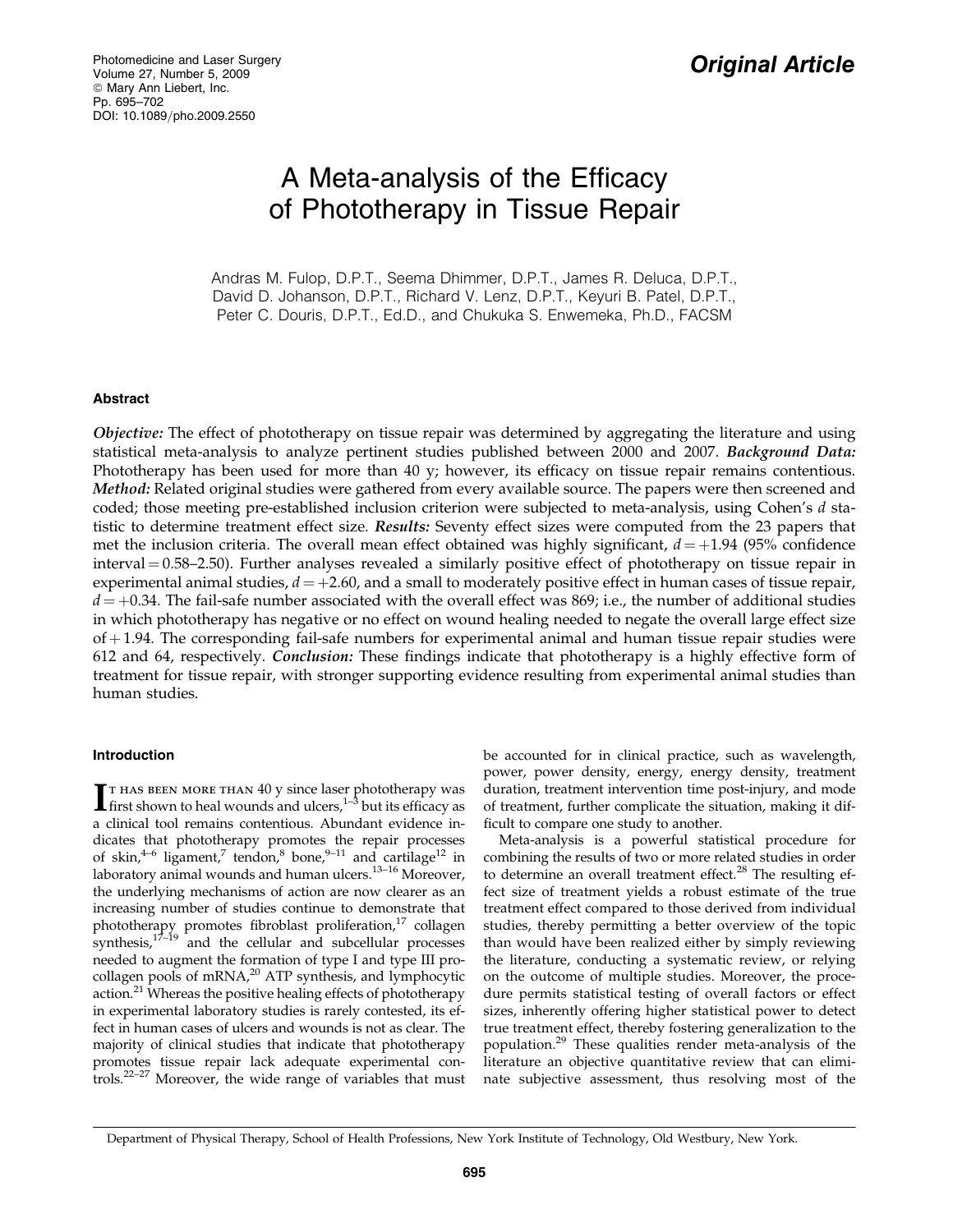Original Article

# A Meta-analysis of the Efficacy of Phototherapy in Tissue Repair

Andras M. Fulop, D.P.T., Seema Dhimmer, D.P.T., James R. Deluca, D.P.T., David D. Johanson, D.P.T., Richard V. Lenz, D.P.T., Keyuri B. Patel, D.P.T., Peter C. Douris, D.P.T., Ed.D., and Chukuka S. Enwemeka, Ph.D., FACSM

## Abstract

***Objective:*** The effect of phototherapy on tissue repair was determined by aggregating the literature and using statistical meta-analysis to analyze pertinent studies published between 2000 and 2007. ***Background Data:*** Phototherapy has been used for more than 40 y; however, its efficacy on tissue repair remains contentious. ***Method:*** Related original studies were gathered from every available source. The papers were then screened and coded; those meeting pre-established inclusion criterion were subjected to meta-analysis, using Cohen's $d$ statistic to determine treatment effect size. ***Results:*** Seventy effect sizes were computed from the 23 papers that met the inclusion criteria. The overall mean effect obtained was highly significant, $d = +1.94$ (95% confidence interval = 0.58–2.50). Further analyses revealed a similarly positive effect of phototherapy on tissue repair in experimental animal studies, $d = +2.60$, and a small to moderately positive effect in human cases of tissue repair, $d = +0.34$. The fail-safe number associated with the overall effect was 869; i.e., the number of additional studies in which phototherapy has negative or no effect on wound healing needed to negate the overall large effect size of $+1.94$. The corresponding fail-safe numbers for experimental animal and human tissue repair studies were 612 and 64, respectively. ***Conclusion:*** These findings indicate that phototherapy is a highly effective form of treatment for tissue repair, with stronger supporting evidence resulting from experimental animal studies than human studies.

## Introduction

It has been more than 40 y since laser phototherapy was first shown to heal wounds and ulcers,[1–3] but its efficacy as a clinical tool remains contentious. Abundant evidence indicates that phototherapy promotes the repair processes of skin,[4–6] ligament,[7] tendon,[8] bone,[9–11] and cartilage[12] in laboratory animal wounds and human ulcers.[13–16] Moreover, the underlying mechanisms of action are now clearer as an increasing number of studies continue to demonstrate that phototherapy promotes fibroblast proliferation,[17] collagen synthesis,[17–19] and the cellular and subcellular processes needed to augment the formation of type I and type III procollagen pools of mRNA,[20] ATP synthesis, and lymphocytic action.[21] Whereas the positive healing effects of phototherapy in experimental laboratory studies is rarely contested, its effect in human cases of ulcers and wounds is not as clear. The majority of clinical studies that indicate that phototherapy promotes tissue repair lack adequate experimental controls.[22–27] Moreover, the wide range of variables that must be accounted for in clinical practice, such as wavelength, power, power density, energy, energy density, treatment duration, treatment intervention time post-injury, and mode of treatment, further complicate the situation, making it difficult to compare one study to another.

Meta-analysis is a powerful statistical procedure for combining the results of two or more related studies in order to determine an overall treatment effect.[28] The resulting effect size of treatment yields a robust estimate of the true treatment effect compared to those derived from individual studies, thereby permitting a better overview of the topic than would have been realized either by simply reviewing the literature, conducting a systematic review, or relying on the outcome of multiple studies. Moreover, the procedure permits statistical testing of overall factors or effect sizes, inherently offering higher statistical power to detect true treatment effect, thereby fostering generalization to the population.[29] These qualities render meta-analysis of the literature an objective quantitative review that can eliminate subjective assessment, thus resolving most of the

Department of Physical Therapy, School of Health Professions, New York Institute of Technology, Old Westbury, New York.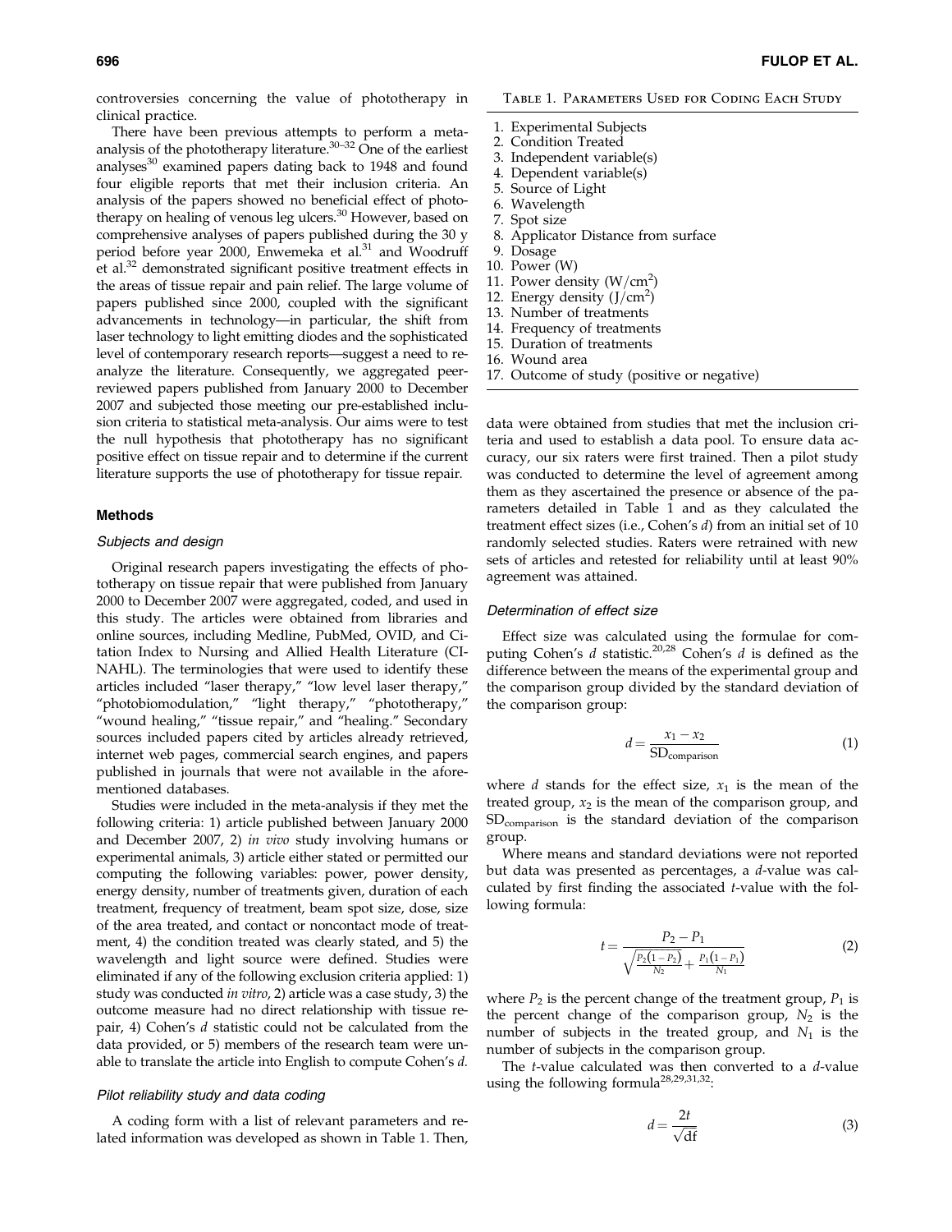controversies concerning the value of phototherapy in clinical practice.

There have been previous attempts to perform a meta-analysis of the phototherapy literature.[30–32] One of the earliest analyses[30] examined papers dating back to 1948 and found four eligible reports that met their inclusion criteria. An analysis of the papers showed no beneficial effect of phototherapy on healing of venous leg ulcers.[30] However, based on comprehensive analyses of papers published during the 30 y period before year 2000, Enwemeka et al.[31] and Woodruff et al.[32] demonstrated significant positive treatment effects in the areas of tissue repair and pain relief. The large volume of papers published since 2000, coupled with the significant advancements in technology—in particular, the shift from laser technology to light emitting diodes and the sophisticated level of contemporary research reports—suggest a need to re-analyze the literature. Consequently, we aggregated peer-reviewed papers published from January 2000 to December 2007 and subjected those meeting our pre-established inclusion criteria to statistical meta-analysis. Our aims were to test the null hypothesis that phototherapy has no significant positive effect on tissue repair and to determine if the current literature supports the use of phototherapy for tissue repair.

## Methods

### *Subjects and design*

Original research papers investigating the effects of phototherapy on tissue repair that were published from January 2000 to December 2007 were aggregated, coded, and used in this study. The articles were obtained from libraries and online sources, including Medline, PubMed, OVID, and Citation Index to Nursing and Allied Health Literature (CINAHL). The terminologies that were used to identify these articles included "laser therapy," "low level laser therapy," "photobiomodulation," "light therapy," "phototherapy," "wound healing," "tissue repair," and "healing." Secondary sources included papers cited by articles already retrieved, internet web pages, commercial search engines, and papers published in journals that were not available in the aforementioned databases.

Studies were included in the meta-analysis if they met the following criteria: 1) article published between January 2000 and December 2007, 2) *in vivo* study involving humans or experimental animals, 3) article either stated or permitted our computing the following variables: power, power density, energy density, number of treatments given, duration of each treatment, frequency of treatment, beam spot size, dose, size of the area treated, and contact or noncontact mode of treatment, 4) the condition treated was clearly stated, and 5) the wavelength and light source were defined. Studies were eliminated if any of the following exclusion criteria applied: 1) study was conducted *in vitro*, 2) article was a case study, 3) the outcome measure had no direct relationship with tissue repair, 4) Cohen's *d* statistic could not be calculated from the data provided, or 5) members of the research team were unable to translate the article into English to compute Cohen's *d*.

### *Pilot reliability study and data coding*

A coding form with a list of relevant parameters and related information was developed as shown in Table 1. Then, data were obtained from studies that met the inclusion criteria and used to establish a data pool. To ensure data accuracy, our six raters were first trained. Then a pilot study was conducted to determine the level of agreement among them as they ascertained the presence or absence of the parameters detailed in Table 1 and as they calculated the treatment effect sizes (i.e., Cohen's *d*) from an initial set of 10 randomly selected studies. Raters were retrained with new sets of articles and retested for reliability until at least 90% agreement was attained.

Table 1. Parameters Used for Coding Each Study

1. Experimental Subjects
2. Condition Treated
3. Independent variable(s)
4. Dependent variable(s)
5. Source of Light
6. Wavelength
7. Spot size
8. Applicator Distance from surface
9. Dosage
10. Power (W)
11. Power density ($W/cm^2$)
12. Energy density ($J/cm^2$)
13. Number of treatments
14. Frequency of treatments
15. Duration of treatments
16. Wound area
17. Outcome of study (positive or negative)

### *Determination of effect size*

Effect size was calculated using the formulae for computing Cohen's *d* statistic.[20,28] Cohen's *d* is defined as the difference between the means of the experimental group and the comparison group divided by the standard deviation of the comparison group:

$$d = \frac{x_1 - x_2}{\mathrm{SD}_{\mathrm{comparison}}} \tag{1}$$

where $d$ stands for the effect size, $x_1$ is the mean of the treated group, $x_2$ is the mean of the comparison group, and $\mathrm{SD}_{\mathrm{comparison}}$ is the standard deviation of the comparison group.

Where means and standard deviations were not reported but data was presented as percentages, a *d*-value was calculated by first finding the associated *t*-value with the following formula:

$$t = \frac{P_2 - P_1}{\sqrt{\frac{P_2(1-P_2)}{N_2} + \frac{P_1(1-P_1)}{N_1}}} \tag{2}$$

where $P_2$ is the percent change of the treatment group, $P_1$ is the percent change of the comparison group, $N_2$ is the number of subjects in the treated group, and $N_1$ is the number of subjects in the comparison group.

The *t*-value calculated was then converted to a *d*-value using the following formula[28,29,31,32]:

$$d = \frac{2t}{\sqrt{\mathrm{df}}} \tag{3}$$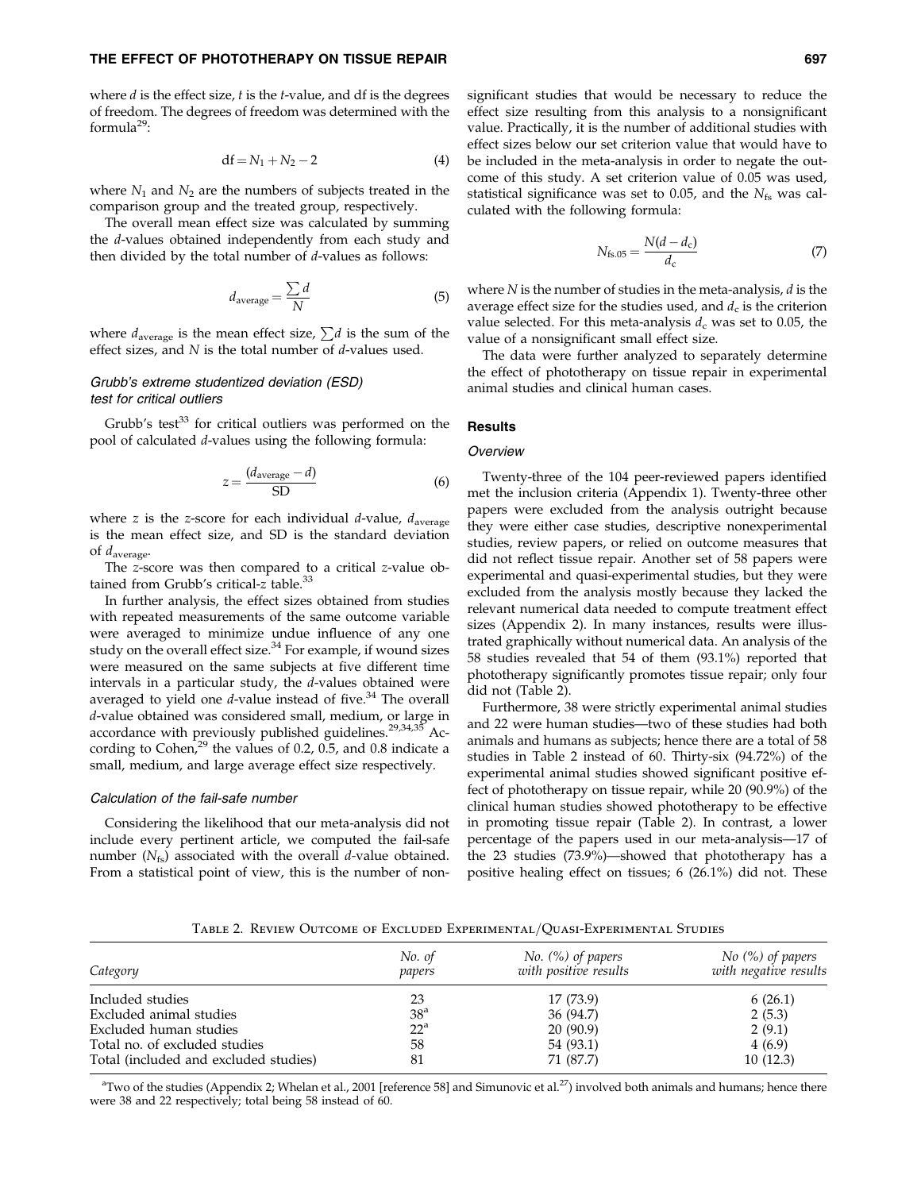where $d$ is the effect size, $t$ is the $t$-value, and df is the degrees of freedom. The degrees of freedom was determined with the formula[29]:

$$\text{df} = N_1 + N_2 - 2 \tag{4}$$

where $N_1$ and $N_2$ are the numbers of subjects treated in the comparison group and the treated group, respectively.

The overall mean effect size was calculated by summing the $d$-values obtained independently from each study and then divided by the total number of $d$-values as follows:

$$d_{\text{average}} = \frac{\sum d}{N} \tag{5}$$

where $d_{\text{average}}$ is the mean effect size, $\sum d$ is the sum of the effect sizes, and $N$ is the total number of $d$-values used.

### *Grubb's extreme studentized deviation (ESD) test for critical outliers*

Grubb's test[33] for critical outliers was performed on the pool of calculated $d$-values using the following formula:

$$z = \frac{(d_{\text{average}} - d)}{\text{SD}} \tag{6}$$

where $z$ is the $z$-score for each individual $d$-value, $d_{\text{average}}$ is the mean effect size, and SD is the standard deviation of $d_{\text{average}}$.

The $z$-score was then compared to a critical $z$-value obtained from Grubb's critical-$z$ table.[33]

In further analysis, the effect sizes obtained from studies with repeated measurements of the same outcome variable were averaged to minimize undue influence of any one study on the overall effect size.[34] For example, if wound sizes were measured on the same subjects at five different time intervals in a particular study, the $d$-values obtained were averaged to yield one $d$-value instead of five.[34] The overall $d$-value obtained was considered small, medium, or large in accordance with previously published guidelines.[29,34,35] According to Cohen,[29] the values of 0.2, 0.5, and 0.8 indicate a small, medium, and large average effect size respectively.

### *Calculation of the fail-safe number*

Considering the likelihood that our meta-analysis did not include every pertinent article, we computed the fail-safe number ($N_{\text{fs}}$) associated with the overall $d$-value obtained. From a statistical point of view, this is the number of nonsignificant studies that would be necessary to reduce the effect size resulting from this analysis to a nonsignificant value. Practically, it is the number of additional studies with effect sizes below our set criterion value that would have to be included in the meta-analysis in order to negate the outcome of this study. A set criterion value of 0.05 was used, statistical significance was set to 0.05, and the $N_{\text{fs}}$ was calculated with the following formula:

$$N_{\text{fs}.05} = \frac{N(d - d_{\text{c}})}{d_{\text{c}}} \tag{7}$$

where $N$ is the number of studies in the meta-analysis, $d$ is the average effect size for the studies used, and $d_{\text{c}}$ is the criterion value selected. For this meta-analysis $d_{\text{c}}$ was set to 0.05, the value of a nonsignificant small effect size.

The data were further analyzed to separately determine the effect of phototherapy on tissue repair in experimental animal studies and clinical human cases.

## Results

### *Overview*

Twenty-three of the 104 peer-reviewed papers identified met the inclusion criteria (Appendix 1). Twenty-three other papers were excluded from the analysis outright because they were either case studies, descriptive nonexperimental studies, review papers, or relied on outcome measures that did not reflect tissue repair. Another set of 58 papers were experimental and quasi-experimental studies, but they were excluded from the analysis mostly because they lacked the relevant numerical data needed to compute treatment effect sizes (Appendix 2). In many instances, results were illustrated graphically without numerical data. An analysis of the 58 studies revealed that 54 of them (93.1%) reported that phototherapy significantly promotes tissue repair; only four did not (Table 2).

Furthermore, 38 were strictly experimental animal studies and 22 were human studies—two of these studies had both animals and humans as subjects; hence there are a total of 58 studies in Table 2 instead of 60. Thirty-six (94.72%) of the experimental animal studies showed significant positive effect of phototherapy on tissue repair, while 20 (90.9%) of the clinical human studies showed phototherapy to be effective in promoting tissue repair (Table 2). In contrast, a lower percentage of the papers used in our meta-analysis—17 of the 23 studies (73.9%)—showed that phototherapy has a positive healing effect on tissues; 6 (26.1%) did not. These

Table 2. Review Outcome of Excluded Experimental/Quasi-Experimental Studies

| *Category* | *No. of papers* | *No. (%) of papers with positive results* | *No (%) of papers with negative results* |
|---|---|---|---|
| Included studies | 23 | 17 (73.9) | 6 (26.1) |
| Excluded animal studies | 38[a] | 36 (94.7) | 2 (5.3) |
| Excluded human studies | 22[a] | 20 (90.9) | 2 (9.1) |
| Total no. of excluded studies | 58 | 54 (93.1) | 4 (6.9) |
| Total (included and excluded studies) | 81 | 71 (87.7) | 10 (12.3) |

[a]Two of the studies (Appendix 2; Whelan et al., 2001 [reference 58] and Simunovic et al.[27]) involved both animals and humans; hence there were 38 and 22 respectively; total being 58 instead of 60.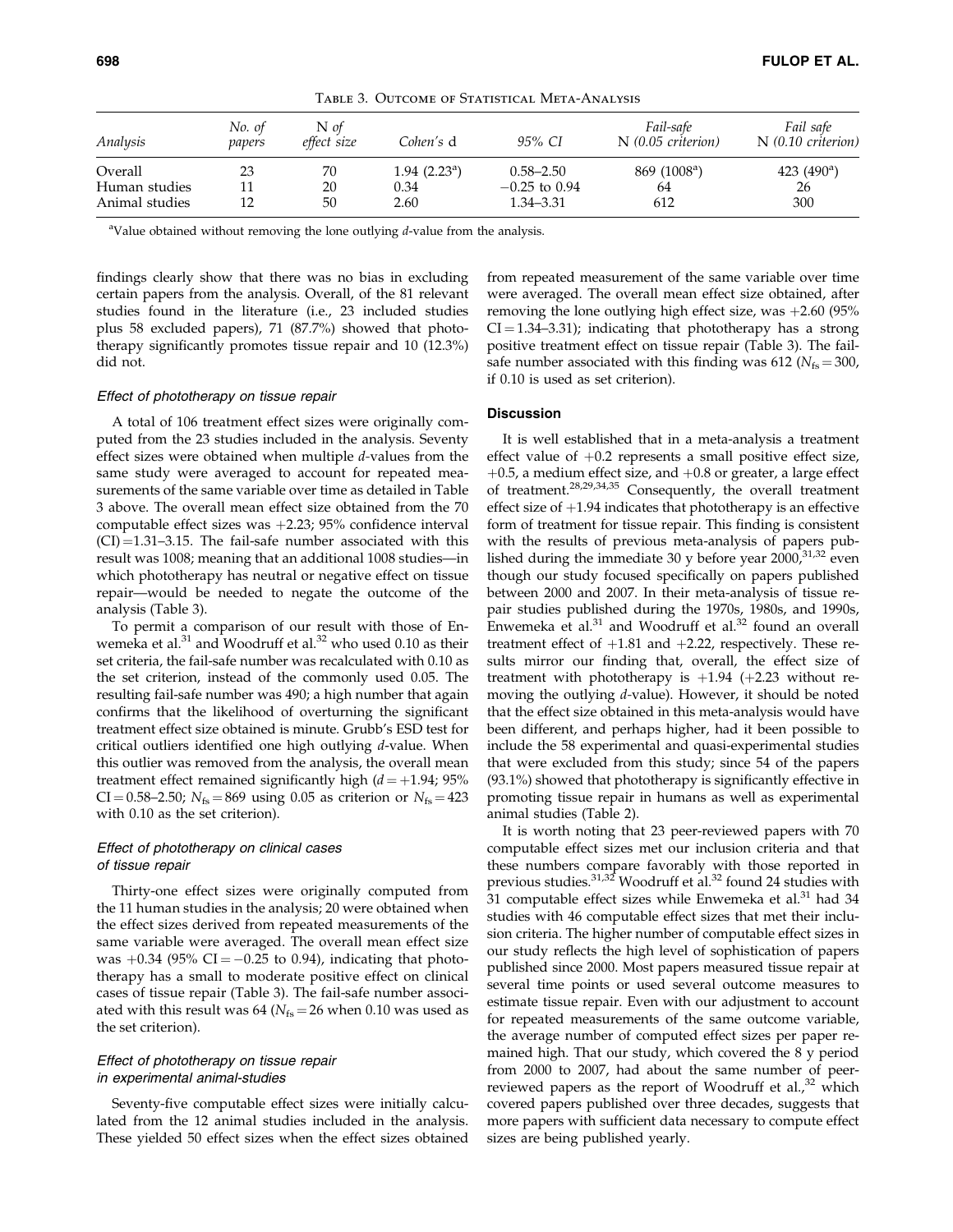Table 3. Outcome of Statistical Meta-Analysis

| Analysis | No. of papers | N of effect size | Cohen's d | 95% CI | Fail-safe N (0.05 criterion) | Fail safe N (0.10 criterion) |
|---|---|---|---|---|---|---|
| Overall | 23 | 70 | 1.94 (2.23[a]) | 0.58–2.50 | 869 (1008[a]) | 423 (490[a]) |
| Human studies | 11 | 20 | 0.34 | −0.25 to 0.94 | 64 | 26 |
| Animal studies | 12 | 50 | 2.60 | 1.34–3.31 | 612 | 300 |

[a]Value obtained without removing the lone outlying *d*-value from the analysis.

findings clearly show that there was no bias in excluding certain papers from the analysis. Overall, of the 81 relevant studies found in the literature (i.e., 23 included studies plus 58 excluded papers), 71 (87.7%) showed that phototherapy significantly promotes tissue repair and 10 (12.3%) did not.

### Effect of phototherapy on tissue repair

A total of 106 treatment effect sizes were originally computed from the 23 studies included in the analysis. Seventy effect sizes were obtained when multiple *d*-values from the same study were averaged to account for repeated measurements of the same variable over time as detailed in Table 3 above. The overall mean effect size obtained from the 70 computable effect sizes was +2.23; 95% confidence interval (CI) = 1.31–3.15. The fail-safe number associated with this result was 1008; meaning that an additional 1008 studies—in which phototherapy has neutral or negative effect on tissue repair—would be needed to negate the outcome of the analysis (Table 3).

To permit a comparison of our result with those of Enwemeka et al.[31] and Woodruff et al.[32] who used 0.10 as their set criteria, the fail-safe number was recalculated with 0.10 as the set criterion, instead of the commonly used 0.05. The resulting fail-safe number was 490; a high number that again confirms that the likelihood of overturning the significant treatment effect size obtained is minute. Grubb's ESD test for critical outliers identified one high outlying *d*-value. When this outlier was removed from the analysis, the overall mean treatment effect remained significantly high ($d = +1.94$; 95% CI = 0.58–2.50; $N_{fs} = 869$ using 0.05 as criterion or $N_{fs} = 423$ with 0.10 as the set criterion).

### Effect of phototherapy on clinical cases of tissue repair

Thirty-one effect sizes were originally computed from the 11 human studies in the analysis; 20 were obtained when the effect sizes derived from repeated measurements of the same variable were averaged. The overall mean effect size was +0.34 (95% CI = −0.25 to 0.94), indicating that phototherapy has a small to moderate positive effect on clinical cases of tissue repair (Table 3). The fail-safe number associated with this result was 64 ($N_{fs} = 26$ when 0.10 was used as the set criterion).

### Effect of phototherapy on tissue repair in experimental animal-studies

Seventy-five computable effect sizes were initially calculated from the 12 animal studies included in the analysis. These yielded 50 effect sizes when the effect sizes obtained from repeated measurement of the same variable over time were averaged. The overall mean effect size obtained, after removing the lone outlying high effect size, was +2.60 (95% CI = 1.34–3.31); indicating that phototherapy has a strong positive treatment effect on tissue repair (Table 3). The fail-safe number associated with this finding was 612 ($N_{fs} = 300$, if 0.10 is used as set criterion).

## Discussion

It is well established that in a meta-analysis a treatment effect value of +0.2 represents a small positive effect size, +0.5, a medium effect size, and +0.8 or greater, a large effect of treatment.[28,29,34,35] Consequently, the overall treatment effect size of +1.94 indicates that phototherapy is an effective form of treatment for tissue repair. This finding is consistent with the results of previous meta-analysis of papers published during the immediate 30 y before year 2000,[31,32] even though our study focused specifically on papers published between 2000 and 2007. In their meta-analysis of tissue repair studies published during the 1970s, 1980s, and 1990s, Enwemeka et al.[31] and Woodruff et al.[32] found an overall treatment effect of +1.81 and +2.22, respectively. These results mirror our finding that, overall, the effect size of treatment with phototherapy is +1.94 (+2.23 without removing the outlying *d*-value). However, it should be noted that the effect size obtained in this meta-analysis would have been different, and perhaps higher, had it been possible to include the 58 experimental and quasi-experimental studies that were excluded from this study; since 54 of the papers (93.1%) showed that phototherapy is significantly effective in promoting tissue repair in humans as well as experimental animal studies (Table 2).

It is worth noting that 23 peer-reviewed papers with 70 computable effect sizes met our inclusion criteria and that these numbers compare favorably with those reported in previous studies.[31,32] Woodruff et al.[32] found 24 studies with 31 computable effect sizes while Enwemeka et al.[31] had 34 studies with 46 computable effect sizes that met their inclusion criteria. The higher number of computable effect sizes in our study reflects the high level of sophistication of papers published since 2000. Most papers measured tissue repair at several time points or used several outcome measures to estimate tissue repair. Even with our adjustment to account for repeated measurements of the same outcome variable, the average number of computed effect sizes per paper remained high. That our study, which covered the 8 y period from 2000 to 2007, had about the same number of peer-reviewed papers as the report of Woodruff et al.,[32] which covered papers published over three decades, suggests that more papers with sufficient data necessary to compute effect sizes are being published yearly.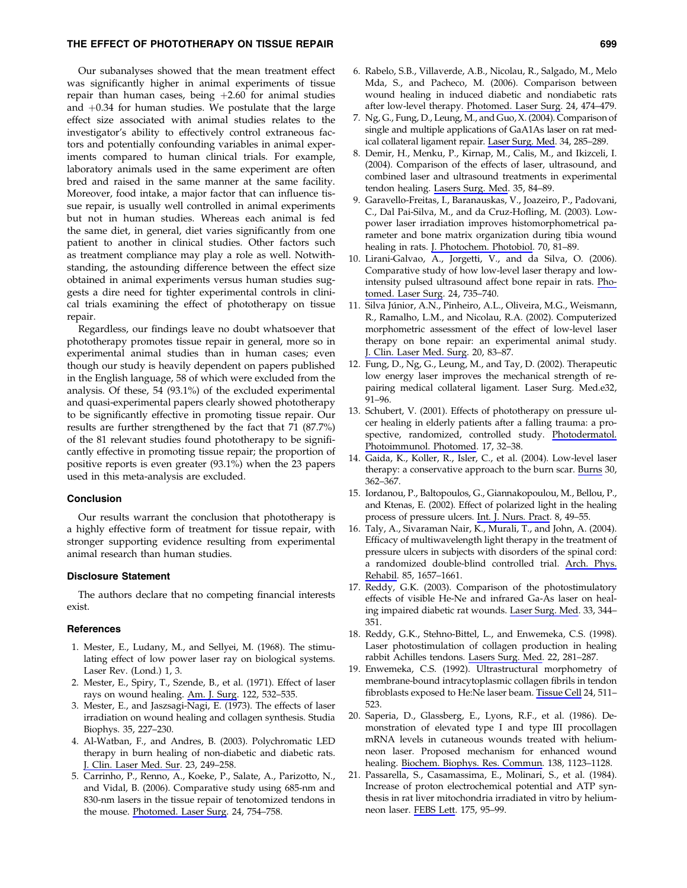Our subanalyses showed that the mean treatment effect was significantly higher in animal experiments of tissue repair than human cases, being +2.60 for animal studies and +0.34 for human studies. We postulate that the large effect size associated with animal studies relates to the investigator's ability to effectively control extraneous factors and potentially confounding variables in animal experiments compared to human clinical trials. For example, laboratory animals used in the same experiment are often bred and raised in the same manner at the same facility. Moreover, food intake, a major factor that can influence tissue repair, is usually well controlled in animal experiments but not in human studies. Whereas each animal is fed the same diet, in general, diet varies significantly from one patient to another in clinical studies. Other factors such as treatment compliance may play a role as well. Notwithstanding, the astounding difference between the effect size obtained in animal experiments versus human studies suggests a dire need for tighter experimental controls in clinical trials examining the effect of phototherapy on tissue repair.

Regardless, our findings leave no doubt whatsoever that phototherapy promotes tissue repair in general, more so in experimental animal studies than in human cases; even though our study is heavily dependent on papers published in the English language, 58 of which were excluded from the analysis. Of these, 54 (93.1%) of the excluded experimental and quasi-experimental papers clearly showed phototherapy to be significantly effective in promoting tissue repair. Our results are further strengthened by the fact that 71 (87.7%) of the 81 relevant studies found phototherapy to be significantly effective in promoting tissue repair; the proportion of positive reports is even greater (93.1%) when the 23 papers used in this meta-analysis are excluded.

## Conclusion

Our results warrant the conclusion that phototherapy is a highly effective form of treatment for tissue repair, with stronger supporting evidence resulting from experimental animal research than human studies.

## Disclosure Statement

The authors declare that no competing financial interests exist.

## References

1. Mester, E., Ludany, M., and Sellyei, M. (1968). The stimulating effect of low power laser ray on biological systems. Laser Rev. (Lond.) 1, 3.
2. Mester, E., Spiry, T., Szende, B., et al. (1971). Effect of laser rays on wound healing. Am. J. Surg. 122, 532–535.
3. Mester, E., and Jaszsagi-Nagi, E. (1973). The effects of laser irradiation on wound healing and collagen synthesis. Studia Biophys. 35, 227–230.
4. Al-Watban, F., and Andres, B. (2003). Polychromatic LED therapy in burn healing of non-diabetic and diabetic rats. J. Clin. Laser Med. Sur. 23, 249–258.
5. Carrinho, P., Renno, A., Koeke, P., Salate, A., Parizotto, N., and Vidal, B. (2006). Comparative study using 685-nm and 830-nm lasers in the tissue repair of tenotomized tendons in the mouse. Photomed. Laser Surg. 24, 754–758.
6. Rabelo, S.B., Villaverde, A.B., Nicolau, R., Salgado, M., Melo Mda, S., and Pacheco, M. (2006). Comparison between wound healing in induced diabetic and nondiabetic rats after low-level laser therapy. Photomed. Laser Surg. 24, 474–479.
7. Ng, G., Fung, D., Leung, M., and Guo, X. (2004). Comparison of single and multiple applications of GaA1As laser on rat medical collateral ligament repair. Laser Surg. Med. 34, 285–289.
8. Demir, H., Menku, P., Kirnap, M., Calis, M., and Ikizceli, I. (2004). Comparison of the effects of laser, ultrasound, and combined laser and ultrasound treatments in experimental tendon healing. Lasers Surg. Med. 35, 84–89.
9. Garavello-Freitas, I., Baranauskas, V., Joazeiro, P., Padovani, C., Dal Pai-Silva, M., and da Cruz-Hofling, M. (2003). Low-power laser irradiation improves histomorphometrical parameter and bone matrix organization during tibia wound healing in rats. J. Photochem. Photobiol. 70, 81–89.
10. Lirani-Galvao, A., Jorgetti, V., and da Silva, O. (2006). Comparative study of how low-level laser therapy and low-intensity pulsed ultrasound affect bone repair in rats. Photomed. Laser Surg. 24, 735–740.
11. Silva Júnior, A.N., Pinheiro, A.L., Oliveira, M.G., Weismann, R., Ramalho, L.M., and Nicolau, R.A. (2002). Computerized morphometric assessment of the effect of low-level laser therapy on bone repair: an experimental animal study. J. Clin. Laser Med. Surg. 20, 83–87.
12. Fung, D., Ng, G., Leung, M., and Tay, D. (2002). Therapeutic low energy laser improves the mechanical strength of repairing medical collateral ligament. Laser Surg. Med.e32, 91–96.
13. Schubert, V. (2001). Effects of phototherapy on pressure ulcer healing in elderly patients after a falling trauma: a prospective, randomized, controlled study. Photodermatol. Photoimmunol. Photomed. 17, 32–38.
14. Gaida, K., Koller, R., Isler, C., et al. (2004). Low-level laser therapy: a conservative approach to the burn scar. Burns 30, 362–367.
15. Iordanou, P., Baltopoulos, G., Giannakopoulou, M., Bellou, P., and Ktenas, E. (2002). Effect of polarized light in the healing process of pressure ulcers. Int. J. Nurs. Pract. 8, 49–55.
16. Taly, A., Sivaraman Nair, K., Murali, T., and John, A. (2004). Efficacy of multiwavelength light therapy in the treatment of pressure ulcers in subjects with disorders of the spinal cord: a randomized double-blind controlled trial. Arch. Phys. Rehabil. 85, 1657–1661.
17. Reddy, G.K. (2003). Comparison of the photostimulatory effects of visible He-Ne and infrared Ga-As laser on healing impaired diabetic rat wounds. Laser Surg. Med. 33, 344–351.
18. Reddy, G.K., Stehno-Bittel, L., and Enwemeka, C.S. (1998). Laser photostimulation of collagen production in healing rabbit Achilles tendons. Lasers Surg. Med. 22, 281–287.
19. Enwemeka, C.S. (1992). Ultrastructural morphometry of membrane-bound intracytoplasmic collagen fibrils in tendon fibroblasts exposed to He:Ne laser beam. Tissue Cell 24, 511–523.
20. Saperia, D., Glassberg, E., Lyons, R.F., et al. (1986). Demonstration of elevated type I and type III procollagen mRNA levels in cutaneous wounds treated with helium-neon laser. Proposed mechanism for enhanced wound healing. Biochem. Biophys. Res. Commun. 138, 1123–1128.
21. Passarella, S., Casamassima, E., Molinari, S., et al. (1984). Increase of proton electrochemical potential and ATP synthesis in rat liver mitochondria irradiated in vitro by helium-neon laser. FEBS Lett. 175, 95–99.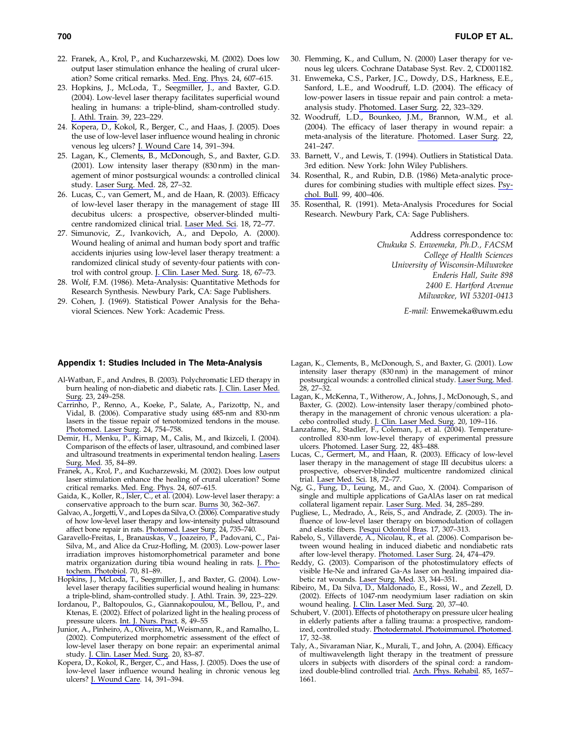22. Franek, A., Krol, P., and Kucharzewski, M. (2002). Does low output laser stimulation enhance the healing of crural ulceration? Some critical remarks. Med. Eng. Phys. 24, 607–615.
23. Hopkins, J., McLoda, T., Seegmiller, J., and Baxter, G.D. (2004). Low-level laser therapy facilitates superficial wound healing in humans: a triple-blind, sham-controlled study. J. Athl. Train. 39, 223–229.
24. Kopera, D., Kokol, R., Berger, C., and Haas, J. (2005). Does the use of low-level laser influence wound healing in chronic venous leg ulcers? J. Wound Care 14, 391–394.
25. Lagan, K., Clements, B., McDonough, S., and Baxter, G.D. (2001). Low intensity laser therapy (830 nm) in the management of minor postsurgical wounds: a controlled clinical study. Laser Surg. Med. 28, 27–32.
26. Lucas, C., van Gemert, M., and de Haan, R. (2003). Efficacy of low-level laser therapy in the management of stage III decubitus ulcers: a prospective, observer-blinded multicentre randomized clinical trial. Laser Med. Sci. 18, 72–77.
27. Simunovic, Z., Ivankovich, A., and Depolo, A. (2000). Wound healing of animal and human body sport and traffic accidents injuries using low-level laser therapy treatment: a randomized clinical study of seventy-four patients with control with control group. J. Clin. Laser Med. Surg. 18, 67–73.
28. Wolf, F.M. (1986). Meta-Analysis: Quantitative Methods for Research Synthesis. Newbury Park, CA: Sage Publishers.
29. Cohen, J. (1969). Statistical Power Analysis for the Behavioral Sciences. New York: Academic Press.
30. Flemming, K., and Cullum, N. (2000) Laser therapy for venous leg ulcers. Cochrane Database Syst. Rev. 2, CD001182.
31. Enwemeka, C.S., Parker, J.C., Dowdy, D.S., Harkness, E.E., Sanford, L.E., and Woodruff, L.D. (2004). The efficacy of low-power lasers in tissue repair and pain control: a meta-analysis study. Photomed. Laser Surg. 22, 323–329.
32. Woodruff, L.D., Bounkeo, J.M., Brannon, W.M., et al. (2004). The efficacy of laser therapy in wound repair: a meta-analysis of the literature. Photomed. Laser Surg. 22, 241–247.
33. Barnett, V., and Lewis, T. (1994). Outliers in Statistical Data. 3rd edition. New York: John Wiley Publishers.
34. Rosenthal, R., and Rubin, D.B. (1986) Meta-analytic procedures for combining studies with multiple effect sizes. Psychol. Bull. 99, 400–406.
35. Rosenthal, R. (1991). Meta-Analysis Procedures for Social Research. Newbury Park, CA: Sage Publishers.

Address correspondence to:
*Chukuka S. Enwemeka, Ph.D., FACSM*
*College of Health Sciences*
*University of Wisconsin-Milwaukee*
*Enderis Hall, Suite 898*
*2400 E. Hartford Avenue*
*Milwaukee, WI 53201-0413*

*E-mail:* Enwemeka@uwm.edu

## Appendix 1: Studies Included in The Meta-Analysis

Al-Watban, F., and Andres, B. (2003). Polychromatic LED therapy in burn healing of non-diabetic and diabetic rats. J. Clin. Laser Med. Surg. 23, 249–258.

Carrinho, P., Renno, A., Koeke, P., Salate, A., Parizottp, N., and Vidal, B. (2006). Comparative study using 685-nm and 830-nm lasers in the tissue repair of tenotomized tendons in the mouse. Photomed. Laser Surg. 24, 754–758.

Demir, H., Menku, P., Kirnap, M., Calis, M., and Ikizceli, I. (2004). Comparison of the effects of laser, ultrasound, and combined laser and ultrasound treatments in experimental tendon healing. Lasers Surg. Med. 35, 84–89.

Franek, A., Krol, P., and Kucharzewski, M. (2002). Does low output laser stimulation enhance the healing of crural ulceration? Some critical remarks. Med. Eng. Phys. 24, 607–615.

Gaida, K., Koller, R., Isler, C., et al. (2004). Low-level laser therapy: a conservative approach to the burn scar. Burns 30, 362–367.

Galvao, A., Jorgetti, V., and Lopes da Silva, O. (2006). Comparative study of how low-level laser therapy and low-intensity pulsed ultrasound affect bone repair in rats. Photomed. Laser Surg. 24, 735–740.

Garavello-Freitas, I., Branauskas, V., Joazeiro, P., Padovani, C., Pai-Silva, M., and Alice da Cruz-Hofling, M. (2003). Low-power laser irradiation improves histomorphometrical parameter and bone matrix organization during tibia wound healing in rats. J. Photochem. Photobiol. 70, 81–89.

Hopkins, J., McLoda, T., Seegmiller, J., and Baxter, G. (2004). Low-level laser therapy facilities superficial wound healing in humans: a triple-blind, sham-controlled study. J. Athl. Train. 39, 223–229.

Iordanou, P., Baltopoulos, G., Giannakopoulou, M., Bellou, P., and Ktenas, E. (2002). Effect of polarized light in the healing process of pressure ulcers. Int. J. Nurs. Pract. 8, 49–55

Junior, A., Pinheiro, A., Oliveira, M., Weismann, R., and Ramalho, L. (2002). Computerized morphometric assessment of the effect of low-level laser therapy on bone repair: an experimental animal study. J. Clin. Laser Med. Surg. 20, 83–87.

Kopera, D., Kokol, R., Berger, C., and Hass, J. (2005). Does the use of low-level laser influence wound healing in chronic venous leg ulcers? J. Wound Care. 14, 391–394.

Lagan, K., Clements, B., McDonough, S., and Baxter, G. (2001). Low intensity laser therapy (830 nm) in the management of minor postsurgical wounds: a controlled clinical study. Laser Surg. Med. 28, 27–32.

Lagan, K., McKenna, T., Witherow, A., Johns, J., McDonough, S., and Baxter, G. (2002). Low-intensity laser therapy/combined phototherapy in the management of chronic venous ulceration: a placebo controlled study. J. Clin. Laser Med. Surg. 20, 109–116.

Lanzafame, R., Stadler, F., Coleman, J., et al. (2004). Temperature-controlled 830-nm low-level therapy of experimental pressure ulcers. Photomed. Laser Surg. 22, 483–488.

Lucas, C., Germert, M., and Haan, R. (2003). Efficacy of low-level laser therapy in the management of stage III decubitus ulcers: a prospective, observer-blinded multicentre randomized clinical trial. Laser Med. Sci. 18, 72–77.

Ng, G., Fung, D., Leung, M., and Guo, X. (2004). Comparison of single and multiple applications of GaAlAs laser on rat medical collateral ligament repair. Laser Surg. Med. 34, 285–289.

Pugliese, L., Medrado, A., Reis, S., and Andrade, Z. (2003). The influence of low-level laser therapy on biomodulation of collagen and elastic fibers. Pesqui Odontol Bras. 17, 307–313.

Rabelo, S., Villaverde, A., Nicolau, R., et al. (2006). Comparison between wound healing in induced diabetic and nondiabetic rats after low-level therapy. Photomed. Laser Surg. 24, 474–479.

Reddy, G. (2003). Comparison of the photostimulatory effects of visible He-Ne and infrared Ga-As laser on healing impaired diabetic rat wounds. Laser Surg. Med. 33, 344–351.

Ribeiro, M., Da Silva, D., Maldonado, E., Rossi, W., and Zezell, D. (2002). Effects of 1047-nm neodymium laser radiation on skin wound healing. J. Clin. Laser Med. Surg. 20, 37–40.

Schubert, V. (2001). Effects of phototherapy on pressure ulcer healing in elderly patients after a falling trauma: a prospective, randomized, controlled study. Photodermatol. Photoimmunol. Photomed. 17, 32–38.

Taly, A., Sivaraman Niar, K., Murali, T., and John, A. (2004). Efficacy of multiwavelength light therapy in the treatment of pressure ulcers in subjects with disorders of the spinal cord: a randomized double-blind controlled trial. Arch. Phys. Rehabil. 85, 1657–1661.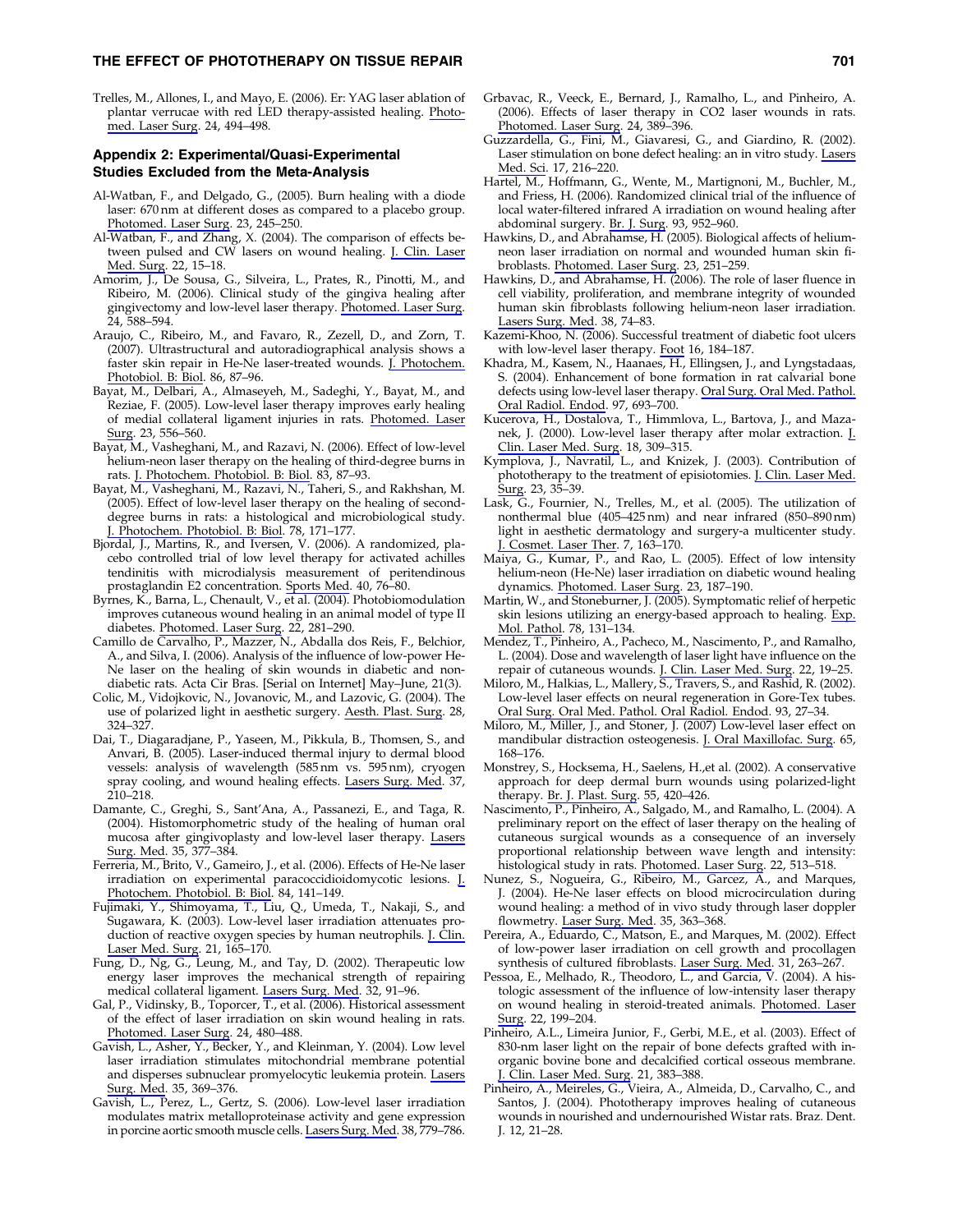Trelles, M., Allones, I., and Mayo, E. (2006). Er: YAG laser ablation of plantar verrucae with red LED therapy-assisted healing. Photomed. Laser Surg. 24, 494–498.

## Appendix 2: Experimental/Quasi-Experimental Studies Excluded from the Meta-Analysis

Al-Watban, F., and Delgado, G., (2005). Burn healing with a diode laser: 670 nm at different doses as compared to a placebo group. Photomed. Laser Surg. 23, 245–250.

Al-Watban, F., and Zhang, X. (2004). The comparison of effects between pulsed and CW lasers on wound healing. J. Clin. Laser Med. Surg. 22, 15–18.

Amorim, J., De Sousa, G., Silveira, L., Prates, R., Pinotti, M., and Ribeiro, M. (2006). Clinical study of the gingiva healing after gingivectomy and low-level laser therapy. Photomed. Laser Surg. 24, 588–594.

Araujo, C., Ribeiro, M., and Favaro, R., Zezell, D., and Zorn, T. (2007). Ultrastructural and autoradiographical analysis shows a faster skin repair in He-Ne laser-treated wounds. J. Photochem. Photobiol. B: Biol. 86, 87–96.

Bayat, M., Delbari, A., Almaseyeh, M., Sadeghi, Y., Bayat, M., and Reziae, F. (2005). Low-level laser therapy improves early healing of medial collateral ligament injuries in rats. Photomed. Laser Surg. 23, 556–560.

Bayat, M., Vasheghani, M., and Razavi, N. (2006). Effect of low-level helium-neon laser therapy on the healing of third-degree burns in rats. J. Photochem. Photobiol. B: Biol. 83, 87–93.

Bayat, M., Vasheghani, M., Razavi, N., Taheri, S., and Rakhshan, M. (2005). Effect of low-level laser therapy on the healing of second-degree burns in rats: a histological and microbiological study. J. Photochem. Photobiol. B: Biol. 78, 171–177.

Bjordal, J., Martins, R., and Iversen, V. (2006). A randomized, placebo controlled trial of low level therapy for activated achilles tendinitis with microdialysis measurement of peritendinous prostaglandin E2 concentration. Sports Med. 40, 76–80.

Byrnes, K., Barna, L., Chenault, V., et al. (2004). Photobiomodulation improves cutaneous wound healing in an animal model of type II diabetes. Photomed. Laser Surg. 22, 281–290.

Camillo de Carvalho, P., Mazzer, N., Abdalla dos Reis, F., Belchior, A., and Silva, I. (2006). Analysis of the influence of low-power He-Ne laser on the healing of skin wounds in diabetic and non-diabetic rats. Acta Cir Bras. [Serial on Internet] May–June, 21(3).

Colic, M., Vidojkovic, N., Jovanovic, M., and Lazovic, G. (2004). The use of polarized light in aesthetic surgery. Aesth. Plast. Surg. 28, 324–327.

Dai, T., Diagaradjane, P., Yaseen, M., Pikkula, B., Thomsen, S., and Anvari, B. (2005). Laser-induced thermal injury to dermal blood vessels: analysis of wavelength (585 nm vs. 595 nm), cryogen spray cooling, and wound healing effects. Lasers Surg. Med. 37, 210–218.

Damante, C., Greghi, S., Sant'Ana, A., Passanezi, E., and Taga, R. (2004). Histomorphometric study of the healing of human oral mucosa after gingivoplasty and low-level laser therapy. Lasers Surg. Med. 35, 377–384.

Ferreria, M., Brito, V., Gameiro, J., et al. (2006). Effects of He-Ne laser irradiation on experimental paracoccidioidomycotic lesions. J. Photochem. Photobiol. B: Biol. 84, 141–149.

Fujimaki, Y., Shimoyama, T., Liu, Q., Umeda, T., Nakaji, S., and Sugawara, K. (2003). Low-level laser irradiation attenuates production of reactive oxygen species by human neutrophils. J. Clin. Laser Med. Surg. 21, 165–170.

Fung, D., Ng, G., Leung, M., and Tay, D. (2002). Therapeutic low energy laser improves the mechanical strength of repairing medical collateral ligament. Lasers Surg. Med. 32, 91–96.

Gal, P., Vidinsky, B., Toporcer, T., et al. (2006). Historical assessment of the effect of laser irradiation on skin wound healing in rats. Photomed. Laser Surg. 24, 480–488.

Gavish, L., Asher, Y., Becker, Y., and Kleinman, Y. (2004). Low level laser irradiation stimulates mitochondrial membrane potential and disperses subnuclear promyelocytic leukemia protein. Lasers Surg. Med. 35, 369–376.

Gavish, L., Perez, L., Gertz, S. (2006). Low-level laser irradiation modulates matrix metalloproteinase activity and gene expression in porcine aortic smooth muscle cells. Lasers Surg. Med. 38, 779–786.

Grbavac, R., Veeck, E., Bernard, J., Ramalho, L., and Pinheiro, A. (2006). Effects of laser therapy in CO2 laser wounds in rats. Photomed. Laser Surg. 24, 389–396.

Guzzardella, G., Fini, M., Giavaresi, G., and Giardino, R. (2002). Laser stimulation on bone defect healing: an in vitro study. Lasers Med. Sci. 17, 216–220.

Hartel, M., Hoffmann, G., Wente, M., Martignoni, M., Buchler, M., and Friess, H. (2006). Randomized clinical trial of the influence of local water-filtered infrared A irradiation on wound healing after abdominal surgery. Br. J. Surg. 93, 952–960.

Hawkins, D., and Abrahamse, H. (2005). Biological affects of helium-neon laser irradiation on normal and wounded human skin fibroblasts. Photomed. Laser Surg. 23, 251–259.

Hawkins, D., and Abrahamse, H. (2006). The role of laser fluence in cell viability, proliferation, and membrane integrity of wounded human skin fibroblasts following helium-neon laser irradiation. Lasers Surg. Med. 38, 74–83.

Kazemi-Khoo, N. (2006). Successful treatment of diabetic foot ulcers with low-level laser therapy. Foot 16, 184–187.

Khadra, M., Kasem, N., Haanaes, H., Ellingsen, J., and Lyngstadaas, S. (2004). Enhancement of bone formation in rat calvarial bone defects using low-level laser therapy. Oral Surg. Oral Med. Pathol. Oral Radiol. Endod. 97, 693–700.

Kucerova, H., Dostalova, T., Himmlova, L., Bartova, J., and Mazanek, J. (2000). Low-level laser therapy after molar extraction. J. Clin. Laser Med. Surg. 18, 309–315.

Kymplova, J., Navratil, L., and Knizek, J. (2003). Contribution of phototherapy to the treatment of episiotomies. J. Clin. Laser Med. Surg. 23, 35–39.

Lask, G., Fournier, N., Trelles, M., et al. (2005). The utilization of nonthermal blue (405–425 nm) and near infrared (850–890 nm) light in aesthetic dermatology and surgery-a multicenter study. J. Cosmet. Laser Ther. 7, 163–170.

Maiya, G., Kumar, P., and Rao, L. (2005). Effect of low intensity helium-neon (He-Ne) laser irradiation on diabetic wound healing dynamics. Photomed. Laser Surg. 23, 187–190.

Martin, W., and Stoneburner, J. (2005). Symptomatic relief of herpetic skin lesions utilizing an energy-based approach to healing. Exp. Mol. Pathol. 78, 131–134.

Mendez, T., Pinheiro, A., Pacheco, M., Nascimento, P., and Ramalho, L. (2004). Dose and wavelength of laser light have influence on the repair of cutaneous wounds. J. Clin. Laser Med. Surg. 22, 19–25.

Miloro, M., Halkias, L., Mallery, S., Travers, S., and Rashid, R. (2002). Low-level laser effects on neural regeneration in Gore-Tex tubes. Oral Surg. Oral Med. Pathol. Oral Radiol. Endod. 93, 27–34.

Miloro, M., Miller, J., and Stoner, J. (2007) Low-level laser effect on mandibular distraction osteogenesis. J. Oral Maxillofac. Surg. 65, 168–176.

Monstrey, S., Hocksema, H., Saelens, H.,et al. (2002). A conservative approach for deep dermal burn wounds using polarized-light therapy. Br. J. Plast. Surg. 55, 420–426.

Nascimento, P., Pinheiro, A., Salgado, M., and Ramalho, L. (2004). A preliminary report on the effect of laser therapy on the healing of cutaneous surgical wounds as a consequence of an inversely proportional relationship between wave length and intensity: histological study in rats. Photomed. Laser Surg. 22, 513–518.

Nunez, S., Nogueira, G., Ribeiro, M., Garcez, A., and Marques, J. (2004). He-Ne laser effects on blood microcirculation during wound healing: a method of in vivo study through laser doppler flowmetry. Laser Surg. Med. 35, 363–368.

Pereira, A., Eduardo, C., Matson, E., and Marques, M. (2002). Effect of low-power laser irradiation on cell growth and procollagen synthesis of cultured fibroblasts. Laser Surg. Med. 31, 263–267.

Pessoa, E., Melhado, R., Theodoro, L., and Garcia, V. (2004). A histologic assessment of the influence of low-intensity laser therapy on wound healing in steroid-treated animals. Photomed. Laser Surg. 22, 199–204.

Pinheiro, A.L., Limeira Junior, F., Gerbi, M.E., et al. (2003). Effect of 830-nm laser light on the repair of bone defects grafted with inorganic bovine bone and decalcified cortical osseous membrane. J. Clin. Laser Med. Surg. 21, 383–388.

Pinheiro, A., Meireles, G., Vieira, A., Almeida, D., Carvalho, C., and Santos, J. (2004). Phototherapy improves healing of cutaneous wounds in nourished and undernourished Wistar rats. Braz. Dent. J. 12, 21–28.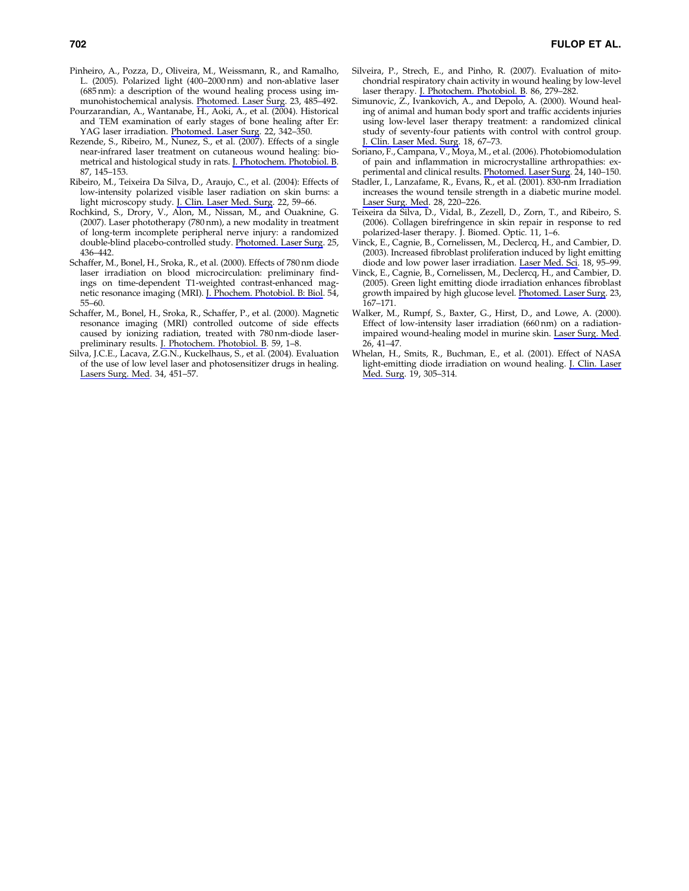Pinheiro, A., Pozza, D., Oliveira, M., Weissmann, R., and Ramalho, L. (2005). Polarized light (400–2000 nm) and non-ablative laser (685 nm): a description of the wound healing process using immunohistochemical analysis. Photomed. Laser Surg. 23, 485–492.

Pourzarandian, A., Wantanabe, H., Aoki, A., et al. (2004). Historical and TEM examination of early stages of bone healing after Er:YAG laser irradiation. Photomed. Laser Surg. 22, 342–350.

Rezende, S., Ribeiro, M., Nunez, S., et al. (2007). Effects of a single near-infrared laser treatment on cutaneous wound healing: biometrical and histological study in rats. J. Photochem. Photobiol. B. 87, 145–153.

Ribeiro, M., Teixeira Da Silva, D., Araujo, C., et al. (2004): Effects of low-intensity polarized visible laser radiation on skin burns: a light microscopy study. J. Clin. Laser Med. Surg. 22, 59–66.

Rochkind, S., Drory, V., Alon, M., Nissan, M., and Ouaknine, G. (2007). Laser phototherapy (780 nm), a new modality in treatment of long-term incomplete peripheral nerve injury: a randomized double-blind placebo-controlled study. Photomed. Laser Surg. 25, 436–442.

Schaffer, M., Bonel, H., Sroka, R., et al. (2000). Effects of 780 nm diode laser irradiation on blood microcirculation: preliminary findings on time-dependent T1-weighted contrast-enhanced magnetic resonance imaging (MRI). J. Phochem. Photobiol. B: Biol. 54, 55–60.

Schaffer, M., Bonel, H., Sroka, R., Schaffer, P., et al. (2000). Magnetic resonance imaging (MRI) controlled outcome of side effects caused by ionizing radiation, treated with 780 nm-diode laser-preliminary results. J. Photochem. Photobiol. B. 59, 1–8.

Silva, J.C.E., Lacava, Z.G.N., Kuckelhaus, S., et al. (2004). Evaluation of the use of low level laser and photosensitizer drugs in healing. Lasers Surg. Med. 34, 451–57.

Silveira, P., Strech, E., and Pinho, R. (2007). Evaluation of mitochondrial respiratory chain activity in wound healing by low-level laser therapy. J. Photochem. Photobiol. B. 86, 279–282.

Simunovic, Z., Ivankovich, A., and Depolo, A. (2000). Wound healing of animal and human body sport and traffic accidents injuries using low-level laser therapy treatment: a randomized clinical study of seventy-four patients with control with control group. J. Clin. Laser Med. Surg. 18, 67–73.

Soriano, F., Campana, V., Moya, M., et al. (2006). Photobiomodulation of pain and inflammation in microcrystalline arthropathies: experimental and clinical results. Photomed. Laser Surg. 24, 140–150.

Stadler, I., Lanzafame, R., Evans, R., et al. (2001). 830-nm Irradiation increases the wound tensile strength in a diabetic murine model. Laser Surg. Med. 28, 220–226.

Teixeira da Silva, D., Vidal, B., Zezell, D., Zorn, T., and Ribeiro, S. (2006). Collagen birefringence in skin repair in response to red polarized-laser therapy. J. Biomed. Optic. 11, 1–6.

Vinck, E., Cagnie, B., Cornelissen, M., Declercq, H., and Cambier, D. (2003). Increased fibroblast proliferation induced by light emitting diode and low power laser irradiation. Laser Med. Sci. 18, 95–99.

Vinck, E., Cagnie, B., Cornelissen, M., Declercq, H., and Cambier, D. (2005). Green light emitting diode irradiation enhances fibroblast growth impaired by high glucose level. Photomed. Laser Surg. 23, 167–171.

Walker, M., Rumpf, S., Baxter, G., Hirst, D., and Lowe, A. (2000). Effect of low-intensity laser irradiation (660 nm) on a radiation-impaired wound-healing model in murine skin. Laser Surg. Med. 26, 41–47.

Whelan, H., Smits, R., Buchman, E., et al. (2001). Effect of NASA light-emitting diode irradiation on wound healing. J. Clin. Laser Med. Surg. 19, 305–314.